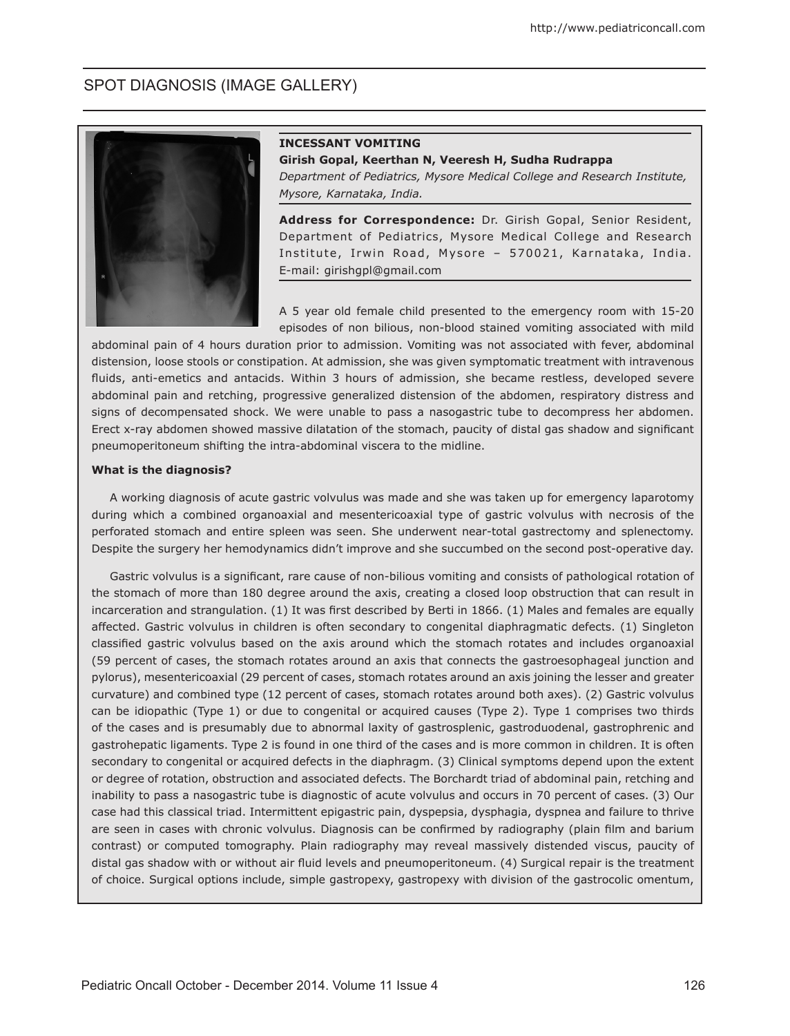## SPOT DIAGNOSIS (IMAGE GALLERY)

### INCESSANT VOMITING

**Girish Gopal, Keerthan N, Veeresh H, Sudha Rudrappa**

*Department of Pediatrics, Mysore Medical College and Research Institute, Mysore, Karnataka, India.*

**Address for Correspondence:** Dr. Girish Gopal, Senior Resident, Department of Pediatrics, Mysore Medical College and Research Institute, Irwin Road, Mysore – 570021, Karnataka, India. E-mail: girishgpl@gmail.com

A 5 year old female child presented to the emergency room with 15-20 episodes of non bilious, non-blood stained vomiting associated with mild abdominal pain of 4 hours duration prior to admission. Vomiting was not associated with fever, abdominal distension, loose stools or constipation. At admission, she was given symptomatic treatment with intravenous fluids, anti-emetics and antacids. Within 3 hours of admission, she became restless, developed severe abdominal pain and retching, progressive generalized distension of the abdomen, respiratory distress and signs of decompensated shock. We were unable to pass a nasogastric tube to decompress her abdomen. Erect x-ray abdomen showed massive dilatation of the stomach, paucity of distal gas shadow and significant pneumoperitoneum shifting the intra-abdominal viscera to the midline.

**What is the diagnosis?**

A working diagnosis of acute gastric volvulus was made and she was taken up for emergency laparotomy during which a combined organoaxial and mesentericoaxial type of gastric volvulus with necrosis of the perforated stomach and entire spleen was seen. She underwent near-total gastrectomy and splenectomy. Despite the surgery her hemodynamics didn't improve and she succumbed on the second post-operative day.

Gastric volvulus is a significant, rare cause of non-bilious vomiting and consists of pathological rotation of the stomach of more than 180 degree around the axis, creating a closed loop obstruction that can result in incarceration and strangulation. (1) It was first described by Berti in 1866. (1) Males and females are equally affected. Gastric volvulus in children is often secondary to congenital diaphragmatic defects. (1) Singleton classified gastric volvulus based on the axis around which the stomach rotates and includes organoaxial (59 percent of cases, the stomach rotates around an axis that connects the gastroesophageal junction and pylorus), mesentericoaxial (29 percent of cases, stomach rotates around an axis joining the lesser and greater curvature) and combined type (12 percent of cases, stomach rotates around both axes). (2) Gastric volvulus can be idiopathic (Type 1) or due to congenital or acquired causes (Type 2). Type 1 comprises two thirds of the cases and is presumably due to abnormal laxity of gastrosplenic, gastroduodenal, gastrophrenic and gastrohepatic ligaments. Type 2 is found in one third of the cases and is more common in children. It is often secondary to congenital or acquired defects in the diaphragm. (3) Clinical symptoms depend upon the extent or degree of rotation, obstruction and associated defects. The Borchardt triad of abdominal pain, retching and inability to pass a nasogastric tube is diagnostic of acute volvulus and occurs in 70 percent of cases. (3) Our case had this classical triad. Intermittent epigastric pain, dyspepsia, dysphagia, dyspnea and failure to thrive are seen in cases with chronic volvulus. Diagnosis can be confirmed by radiography (plain film and barium contrast) or computed tomography. Plain radiography may reveal massively distended viscus, paucity of distal gas shadow with or without air fluid levels and pneumoperitoneum. (4) Surgical repair is the treatment of choice. Surgical options include, simple gastropexy, gastropexy with division of the gastrocolic omentum,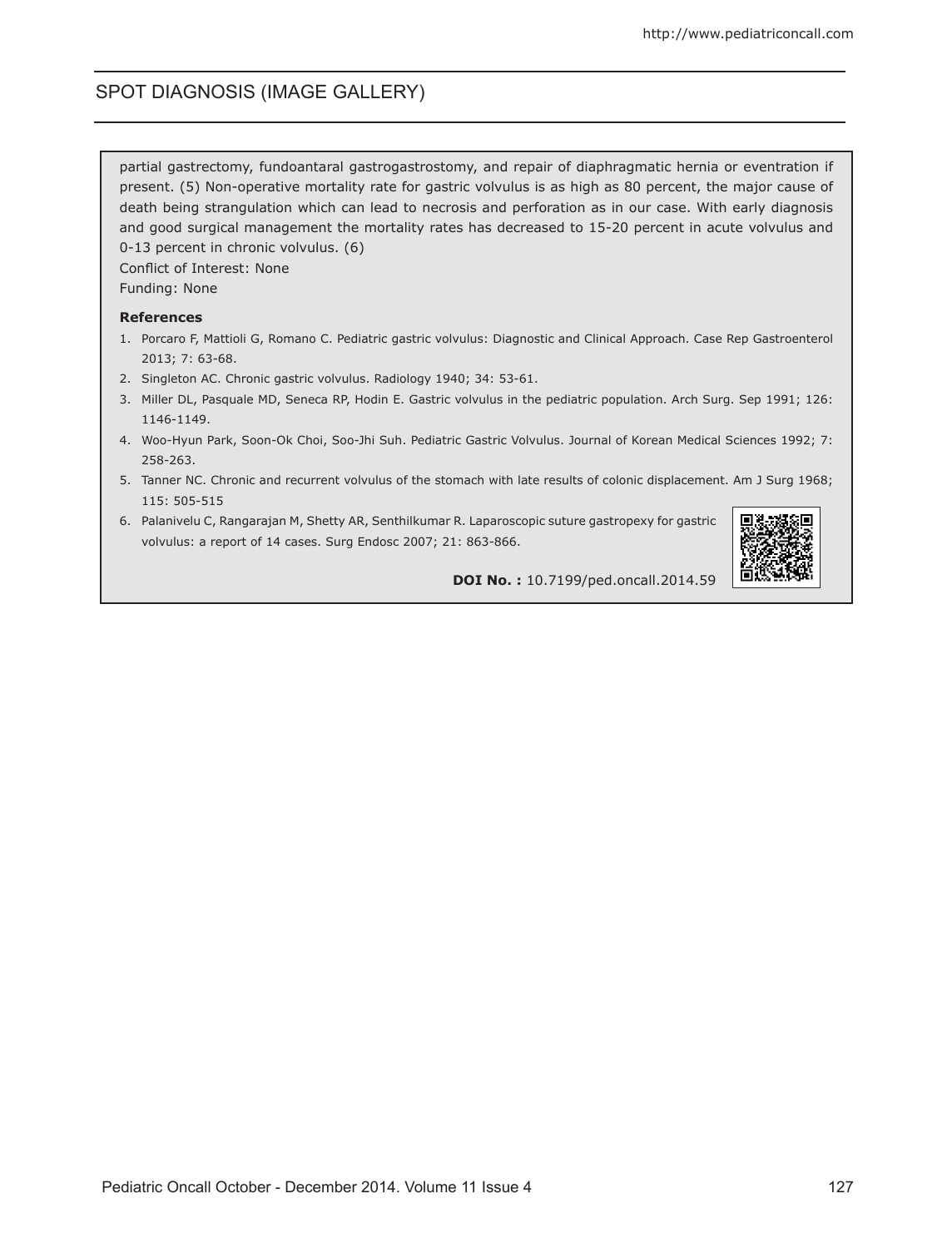partial gastrectomy, fundoantaral gastrogastrostomy, and repair of diaphragmatic hernia or eventration if present. (5) Non-operative mortality rate for gastric volvulus is as high as 80 percent, the major cause of death being strangulation which can lead to necrosis and perforation as in our case. With early diagnosis and good surgical management the mortality rates has decreased to 15-20 percent in acute volvulus and 0-13 percent in chronic volvulus. (6)

Conflict of Interest: None

Funding: None

**References**

1. Porcaro F, Mattioli G, Romano C. Pediatric gastric volvulus: Diagnostic and Clinical Approach. Case Rep Gastroenterol 2013; 7: 63-68.
2. Singleton AC. Chronic gastric volvulus. Radiology 1940; 34: 53-61.
3. Miller DL, Pasquale MD, Seneca RP, Hodin E. Gastric volvulus in the pediatric population. Arch Surg. Sep 1991; 126: 1146-1149.
4. Woo-Hyun Park, Soon-Ok Choi, Soo-Jhi Suh. Pediatric Gastric Volvulus. Journal of Korean Medical Sciences 1992; 7: 258-263.
5. Tanner NC. Chronic and recurrent volvulus of the stomach with late results of colonic displacement. Am J Surg 1968; 115: 505-515
6. Palanivelu C, Rangarajan M, Shetty AR, Senthilkumar R. Laparoscopic suture gastropexy for gastric volvulus: a report of 14 cases. Surg Endosc 2007; 21: 863-866.

**DOI No. :** 10.7199/ped.oncall.2014.59